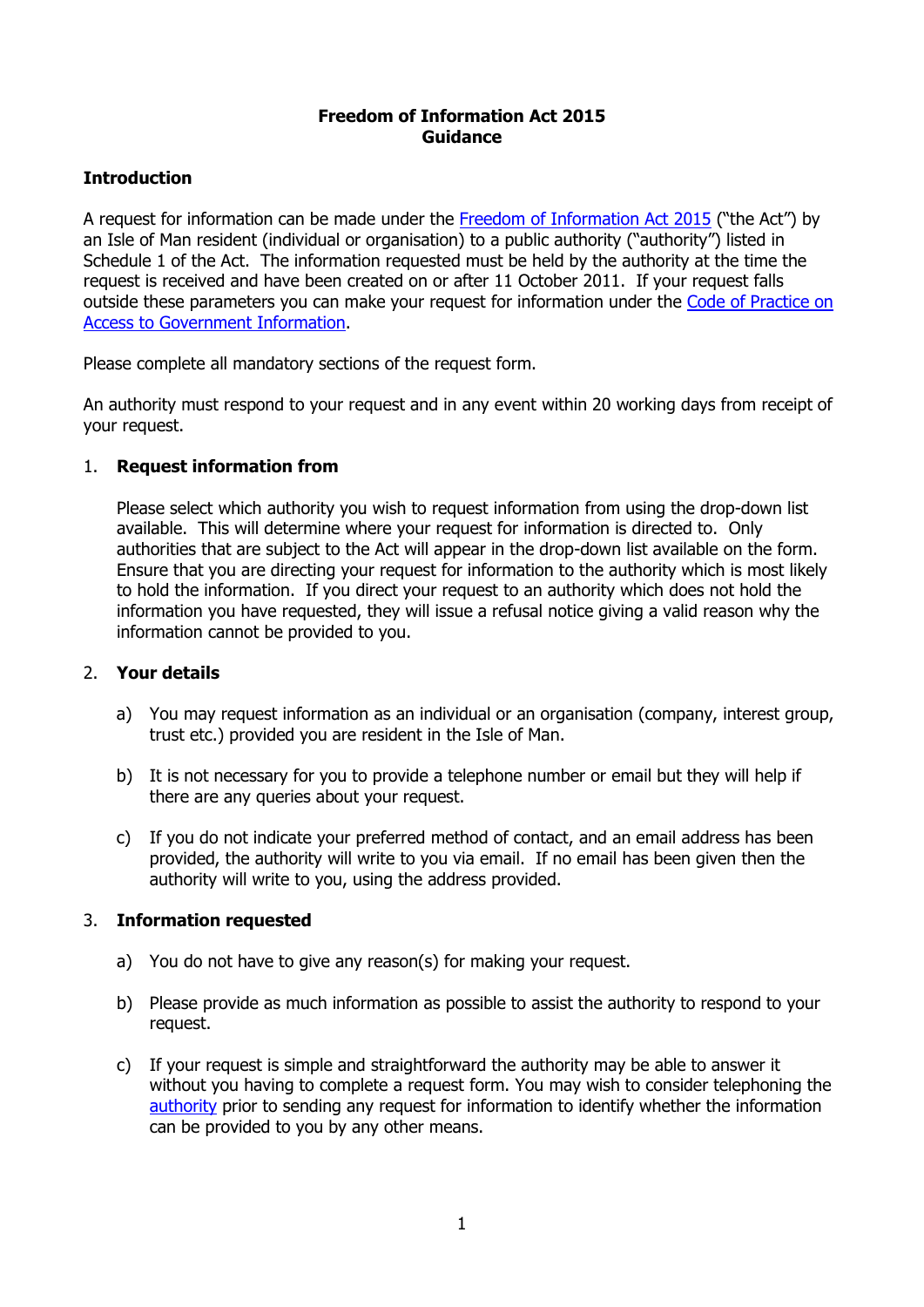# Freedom of Information Act 2015
# Guidance

## Introduction

A request for information can be made under the Freedom of Information Act 2015 ("the Act") by an Isle of Man resident (individual or organisation) to a public authority ("authority") listed in Schedule 1 of the Act. The information requested must be held by the authority at the time the request is received and have been created on or after 11 October 2011. If your request falls outside these parameters you can make your request for information under the Code of Practice on Access to Government Information.

Please complete all mandatory sections of the request form.

An authority must respond to your request and in any event within 20 working days from receipt of your request.

### 1. Request information from

Please select which authority you wish to request information from using the drop-down list available. This will determine where your request for information is directed to. Only authorities that are subject to the Act will appear in the drop-down list available on the form. Ensure that you are directing your request for information to the authority which is most likely to hold the information. If you direct your request to an authority which does not hold the information you have requested, they will issue a refusal notice giving a valid reason why the information cannot be provided to you.

### 2. Your details

a) You may request information as an individual or an organisation (company, interest group, trust etc.) provided you are resident in the Isle of Man.

b) It is not necessary for you to provide a telephone number or email but they will help if there are any queries about your request.

c) If you do not indicate your preferred method of contact, and an email address has been provided, the authority will write to you via email. If no email has been given then the authority will write to you, using the address provided.

### 3. Information requested

a) You do not have to give any reason(s) for making your request.

b) Please provide as much information as possible to assist the authority to respond to your request.

c) If your request is simple and straightforward the authority may be able to answer it without you having to complete a request form. You may wish to consider telephoning the authority prior to sending any request for information to identify whether the information can be provided to you by any other means.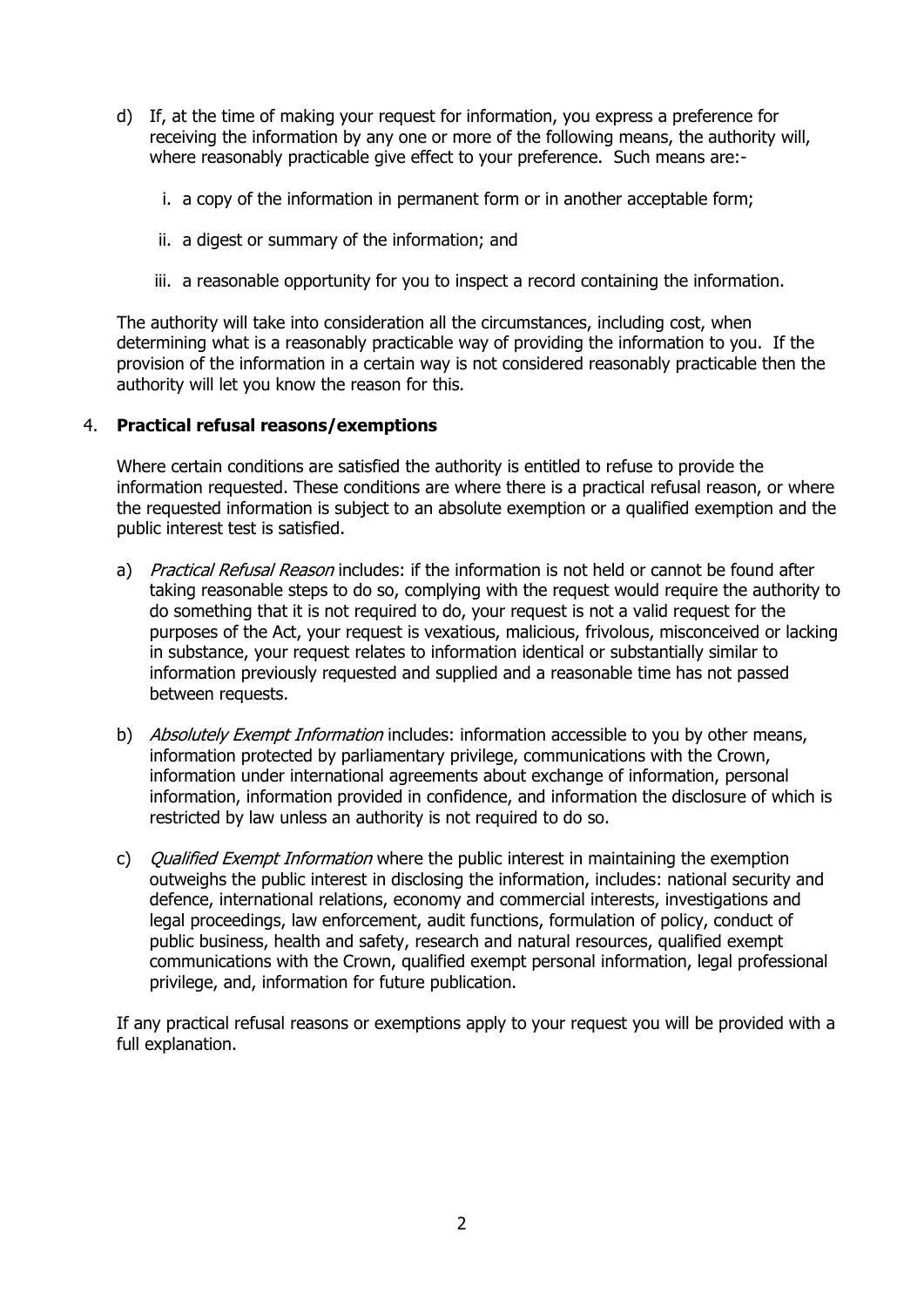d) If, at the time of making your request for information, you express a preference for receiving the information by any one or more of the following means, the authority will, where reasonably practicable give effect to your preference. Such means are:-

   i. a copy of the information in permanent form or in another acceptable form;

   ii. a digest or summary of the information; and

   iii. a reasonable opportunity for you to inspect a record containing the information.

The authority will take into consideration all the circumstances, including cost, when determining what is a reasonably practicable way of providing the information to you. If the provision of the information in a certain way is not considered reasonably practicable then the authority will let you know the reason for this.

## 4. **Practical refusal reasons/exemptions**

Where certain conditions are satisfied the authority is entitled to refuse to provide the information requested. These conditions are where there is a practical refusal reason, or where the requested information is subject to an absolute exemption or a qualified exemption and the public interest test is satisfied.

a) *Practical Refusal Reason* includes: if the information is not held or cannot be found after taking reasonable steps to do so, complying with the request would require the authority to do something that it is not required to do, your request is not a valid request for the purposes of the Act, your request is vexatious, malicious, frivolous, misconceived or lacking in substance, your request relates to information identical or substantially similar to information previously requested and supplied and a reasonable time has not passed between requests.

b) *Absolutely Exempt Information* includes: information accessible to you by other means, information protected by parliamentary privilege, communications with the Crown, information under international agreements about exchange of information, personal information, information provided in confidence, and information the disclosure of which is restricted by law unless an authority is not required to do so.

c) *Qualified Exempt Information* where the public interest in maintaining the exemption outweighs the public interest in disclosing the information, includes: national security and defence, international relations, economy and commercial interests, investigations and legal proceedings, law enforcement, audit functions, formulation of policy, conduct of public business, health and safety, research and natural resources, qualified exempt communications with the Crown, qualified exempt personal information, legal professional privilege, and, information for future publication.

If any practical refusal reasons or exemptions apply to your request you will be provided with a full explanation.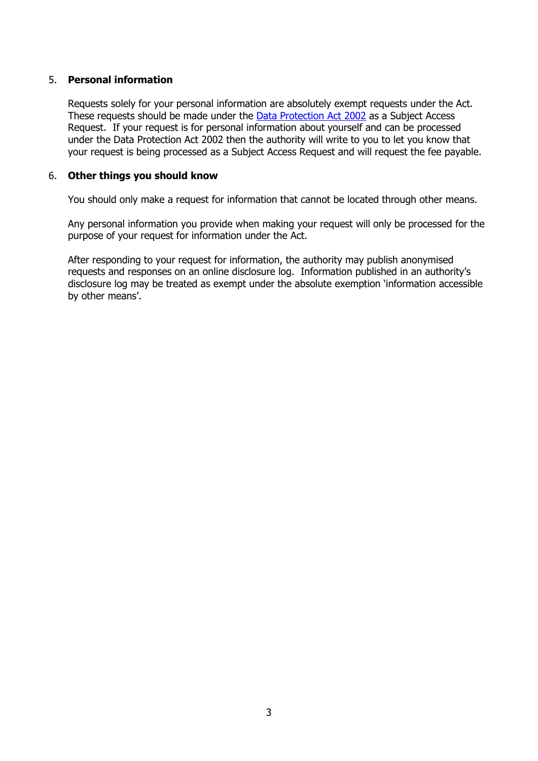5. **Personal information**

   Requests solely for your personal information are absolutely exempt requests under the Act. These requests should be made under the [Data Protection Act 2002]() as a Subject Access Request. If your request is for personal information about yourself and can be processed under the Data Protection Act 2002 then the authority will write to you to let you know that your request is being processed as a Subject Access Request and will request the fee payable.

6. **Other things you should know**

   You should only make a request for information that cannot be located through other means.

   Any personal information you provide when making your request will only be processed for the purpose of your request for information under the Act.

   After responding to your request for information, the authority may publish anonymised requests and responses on an online disclosure log. Information published in an authority's disclosure log may be treated as exempt under the absolute exemption 'information accessible by other means'.